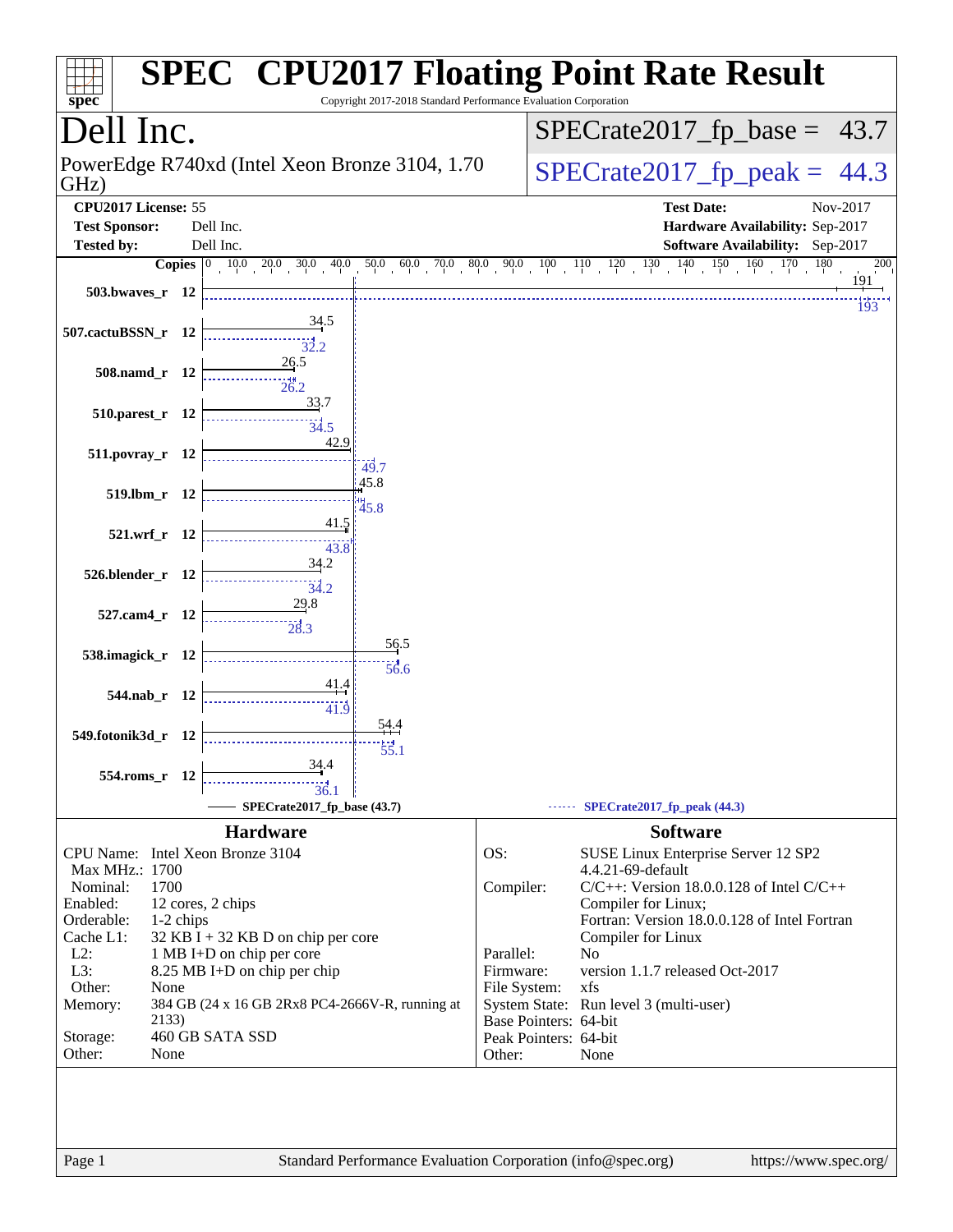# SPEC CPU2017 Floating Point Rate Result

Copyright 2017-2018 Standard Performance Evaluation Corporation

## Dell Inc.

PowerEdge R740xd (Intel Xeon Bronze 3104, 1.70 GHz)

SPECrate2017_fp_base = 43.7

SPECrate2017_fp_peak = 44.3

**CPU2017 License:** 55
**Test Sponsor:** Dell Inc.
**Tested by:** Dell Inc.

**Test Date:** Nov-2017
**Hardware Availability:** Sep-2017
**Software Availability:** Sep-2017

| Benchmark | Copies | Base | Peak |
|---|---|---|---|
| 503.bwaves_r | 12 | 191 | 193 |
| 507.cactuBSSN_r | 12 | 34.5 | 32.2 |
| 508.namd_r | 12 | 26.5 | 26.2 |
| 510.parest_r | 12 | 33.7 | 34.5 |
| 511.povray_r | 12 | 42.9 | 49.7 |
| 519.lbm_r | 12 | 45.8 | 45.8 |
| 521.wrf_r | 12 | 41.5 | 43.8 |
| 526.blender_r | 12 | 34.2 | 34.2 |
| 527.cam4_r | 12 | 29.8 | 28.3 |
| 538.imagick_r | 12 | 56.5 | 56.6 |
| 544.nab_r | 12 | 41.4 | 41.9 |
| 549.fotonik3d_r | 12 | 54.4 | 55.1 |
| 554.roms_r | 12 | 34.4 | 36.1 |

SPECrate2017_fp_base (43.7) — SPECrate2017_fp_peak (44.3)

### Hardware

| | |
|---|---|
| CPU Name: | Intel Xeon Bronze 3104 |
| Max MHz.: | 1700 |
| Nominal: | 1700 |
| Enabled: | 12 cores, 2 chips |
| Orderable: | 1-2 chips |
| Cache L1: | 32 KB I + 32 KB D on chip per core |
| L2: | 1 MB I+D on chip per core |
| L3: | 8.25 MB I+D on chip per chip |
| Other: | None |
| Memory: | 384 GB (24 x 16 GB 2Rx8 PC4-2666V-R, running at 2133) |
| Storage: | 460 GB SATA SSD |
| Other: | None |

### Software

| | |
|---|---|
| OS: | SUSE Linux Enterprise Server 12 SP2 4.4.21-69-default |
| Compiler: | C/C++: Version 18.0.0.128 of Intel C/C++ Compiler for Linux; Fortran: Version 18.0.0.128 of Intel Fortran Compiler for Linux |
| Parallel: | No |
| Firmware: | version 1.1.7 released Oct-2017 |
| File System: | xfs |
| System State: | Run level 3 (multi-user) |
| Base Pointers: | 64-bit |
| Peak Pointers: | 64-bit |
| Other: | None |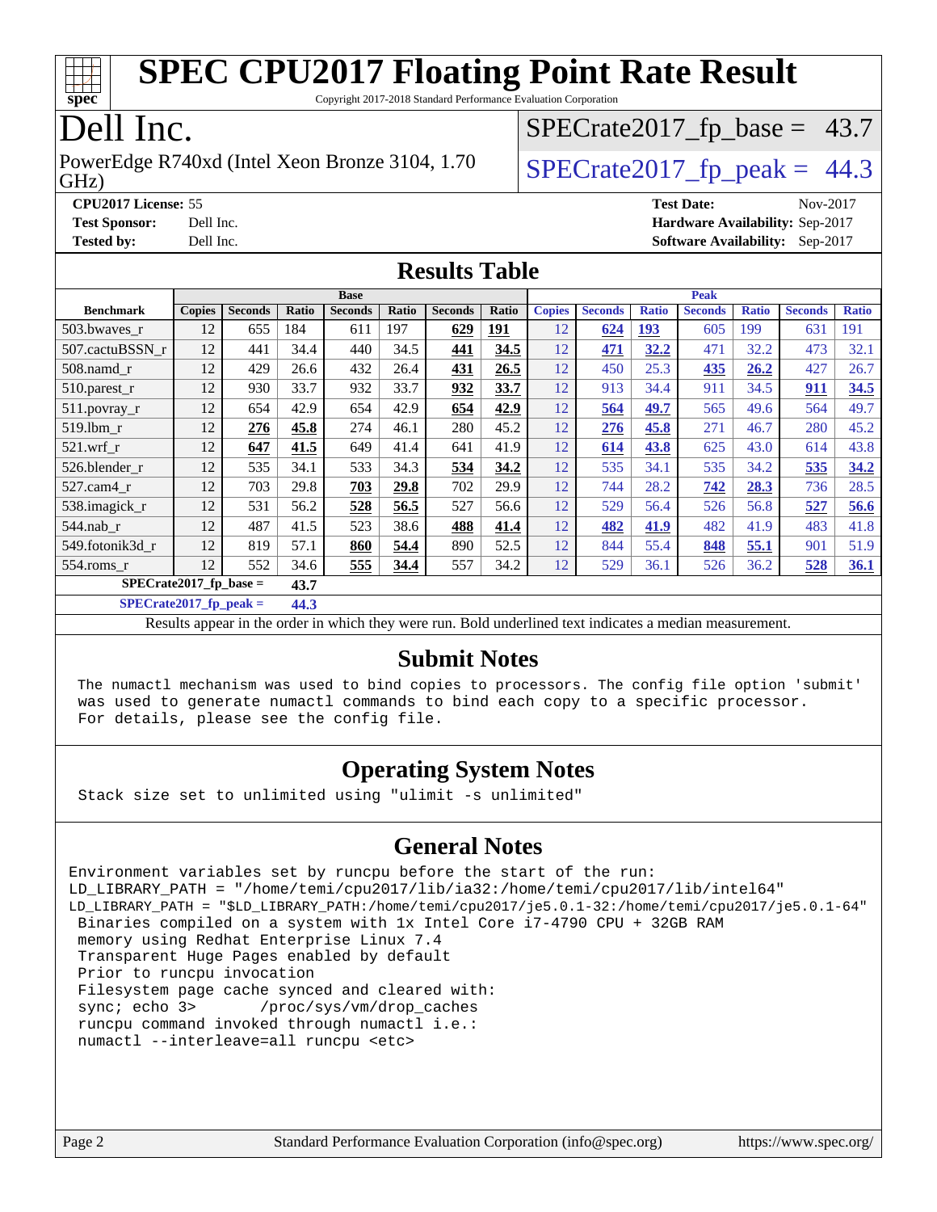# SPEC CPU2017 Floating Point Rate Result

Copyright 2017-2018 Standard Performance Evaluation Corporation

# Dell Inc.

PowerEdge R740xd (Intel Xeon Bronze 3104, 1.70 GHz)

SPECrate2017_fp_base = 43.7

SPECrate2017_fp_peak = 44.3

**CPU2017 License:** 55
**Test Sponsor:** Dell Inc.
**Tested by:** Dell Inc.

**Test Date:** Nov-2017
**Hardware Availability:** Sep-2017
**Software Availability:** Sep-2017

## Results Table

| Benchmark | Base | | | | | | | Peak | | | | | | |
|---|---|---|---|---|---|---|---|---|---|---|---|---|---|---|
| | Copies | Seconds | Ratio | Seconds | Ratio | Seconds | Ratio | Copies | Seconds | Ratio | Seconds | Ratio | Seconds | Ratio |
| 503.bwaves_r | 12 | 655 | 184 | 611 | 197 | **629** | **191** | 12 | **624** | **193** | 605 | 199 | 631 | 191 |
| 507.cactuBSSN_r | 12 | 441 | 34.4 | 440 | 34.5 | **441** | **34.5** | 12 | **471** | **32.2** | 471 | 32.2 | 473 | 32.1 |
| 508.namd_r | 12 | 429 | 26.6 | 432 | 26.4 | **431** | **26.5** | 12 | 450 | 25.3 | **435** | **26.2** | 427 | 26.7 |
| 510.parest_r | 12 | 930 | 33.7 | 932 | 33.7 | **932** | **33.7** | 12 | 913 | 34.4 | 911 | 34.5 | **911** | **34.5** |
| 511.povray_r | 12 | 654 | 42.9 | 654 | 42.9 | **654** | **42.9** | 12 | **564** | **49.7** | 565 | 49.6 | 564 | 49.7 |
| 519.lbm_r | 12 | **276** | **45.8** | 274 | 46.1 | 280 | 45.2 | 12 | **276** | **45.8** | 271 | 46.7 | 280 | 45.2 |
| 521.wrf_r | 12 | **647** | **41.5** | 649 | 41.4 | 641 | 41.9 | 12 | **614** | **43.8** | 625 | 43.0 | 614 | 43.8 |
| 526.blender_r | 12 | 535 | 34.1 | 533 | 34.3 | **534** | **34.2** | 12 | 535 | 34.1 | 535 | 34.2 | **535** | **34.2** |
| 527.cam4_r | 12 | 703 | 29.8 | **703** | **29.8** | 702 | 29.9 | 12 | 744 | 28.2 | **742** | **28.3** | 736 | 28.5 |
| 538.imagick_r | 12 | 531 | 56.2 | **528** | **56.5** | 527 | 56.6 | 12 | 529 | 56.4 | 526 | 56.8 | **527** | **56.6** |
| 544.nab_r | 12 | 487 | 41.5 | 523 | 38.6 | **488** | **41.4** | 12 | **482** | **41.9** | 482 | 41.9 | 483 | 41.8 |
| 549.fotonik3d_r | 12 | 819 | 57.1 | **860** | **54.4** | 890 | 52.5 | 12 | 844 | 55.4 | **848** | **55.1** | 901 | 51.9 |
| 554.roms_r | 12 | 552 | 34.6 | **555** | **34.4** | 557 | 34.2 | 12 | 529 | 36.1 | 526 | 36.2 | **528** | **36.1** |

**SPECrate2017_fp_base = 43.7**

**SPECrate2017_fp_peak = 44.3**

Results appear in the order in which they were run. Bold underlined text indicates a median measurement.

## Submit Notes

```
The numactl mechanism was used to bind copies to processors. The config file option 'submit'
was used to generate numactl commands to bind each copy to a specific processor.
For details, please see the config file.
```

## Operating System Notes

```
Stack size set to unlimited using "ulimit -s unlimited"
```

## General Notes

```
Environment variables set by runcpu before the start of the run:
LD_LIBRARY_PATH = "/home/temi/cpu2017/lib/ia32:/home/temi/cpu2017/lib/intel64"
LD_LIBRARY_PATH = "$LD_LIBRARY_PATH:/home/temi/cpu2017/je5.0.1-32:/home/temi/cpu2017/je5.0.1-64"
 Binaries compiled on a system with 1x Intel Core i7-4790 CPU + 32GB RAM
 memory using Redhat Enterprise Linux 7.4
 Transparent Huge Pages enabled by default
 Prior to runcpu invocation
 Filesystem page cache synced and cleared with:
 sync; echo 3>       /proc/sys/vm/drop_caches
 runcpu command invoked through numactl i.e.:
 numactl --interleave=all runcpu <etc>
```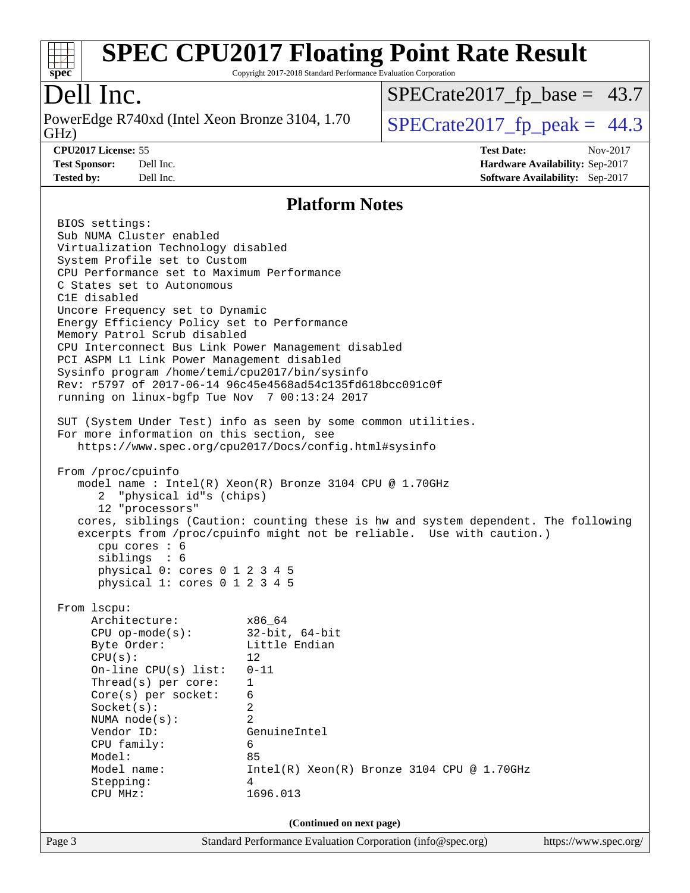# SPEC CPU2017 Floating Point Rate Result

Copyright 2017-2018 Standard Performance Evaluation Corporation

## Dell Inc.

PowerEdge R740xd (Intel Xeon Bronze 3104, 1.70 GHz)

SPECrate2017_fp_base = 43.7

SPECrate2017_fp_peak = 44.3

| | | | |
|---|---|---|---|
| **CPU2017 License:** | 55 | **Test Date:** | Nov-2017 |
| **Test Sponsor:** | Dell Inc. | **Hardware Availability:** | Sep-2017 |
| **Tested by:** | Dell Inc. | **Software Availability:** | Sep-2017 |

## Platform Notes

```
BIOS settings:
Sub NUMA Cluster enabled
Virtualization Technology disabled
System Profile set to Custom
CPU Performance set to Maximum Performance
C States set to Autonomous
C1E disabled
Uncore Frequency set to Dynamic
Energy Efficiency Policy set to Performance
Memory Patrol Scrub disabled
CPU Interconnect Bus Link Power Management disabled
PCI ASPM L1 Link Power Management disabled
Sysinfo program /home/temi/cpu2017/bin/sysinfo
Rev: r5797 of 2017-06-14 96c45e4568ad54c135fd618bcc091c0f
running on linux-bgfp Tue Nov  7 00:13:24 2017

SUT (System Under Test) info as seen by some common utilities.
For more information on this section, see
   https://www.spec.org/cpu2017/Docs/config.html#sysinfo

From /proc/cpuinfo
   model name : Intel(R) Xeon(R) Bronze 3104 CPU @ 1.70GHz
      2  "physical id"s (chips)
      12 "processors"
   cores, siblings (Caution: counting these is hw and system dependent. The following
   excerpts from /proc/cpuinfo might not be reliable.  Use with caution.)
      cpu cores : 6
      siblings  : 6
      physical 0: cores 0 1 2 3 4 5
      physical 1: cores 0 1 2 3 4 5

From lscpu:
     Architecture:          x86_64
     CPU op-mode(s):        32-bit, 64-bit
     Byte Order:            Little Endian
     CPU(s):                12
     On-line CPU(s) list:   0-11
     Thread(s) per core:    1
     Core(s) per socket:    6
     Socket(s):             2
     NUMA node(s):          2
     Vendor ID:             GenuineIntel
     CPU family:            6
     Model:                 85
     Model name:            Intel(R) Xeon(R) Bronze 3104 CPU @ 1.70GHz
     Stepping:              4
     CPU MHz:               1696.013
```

(Continued on next page)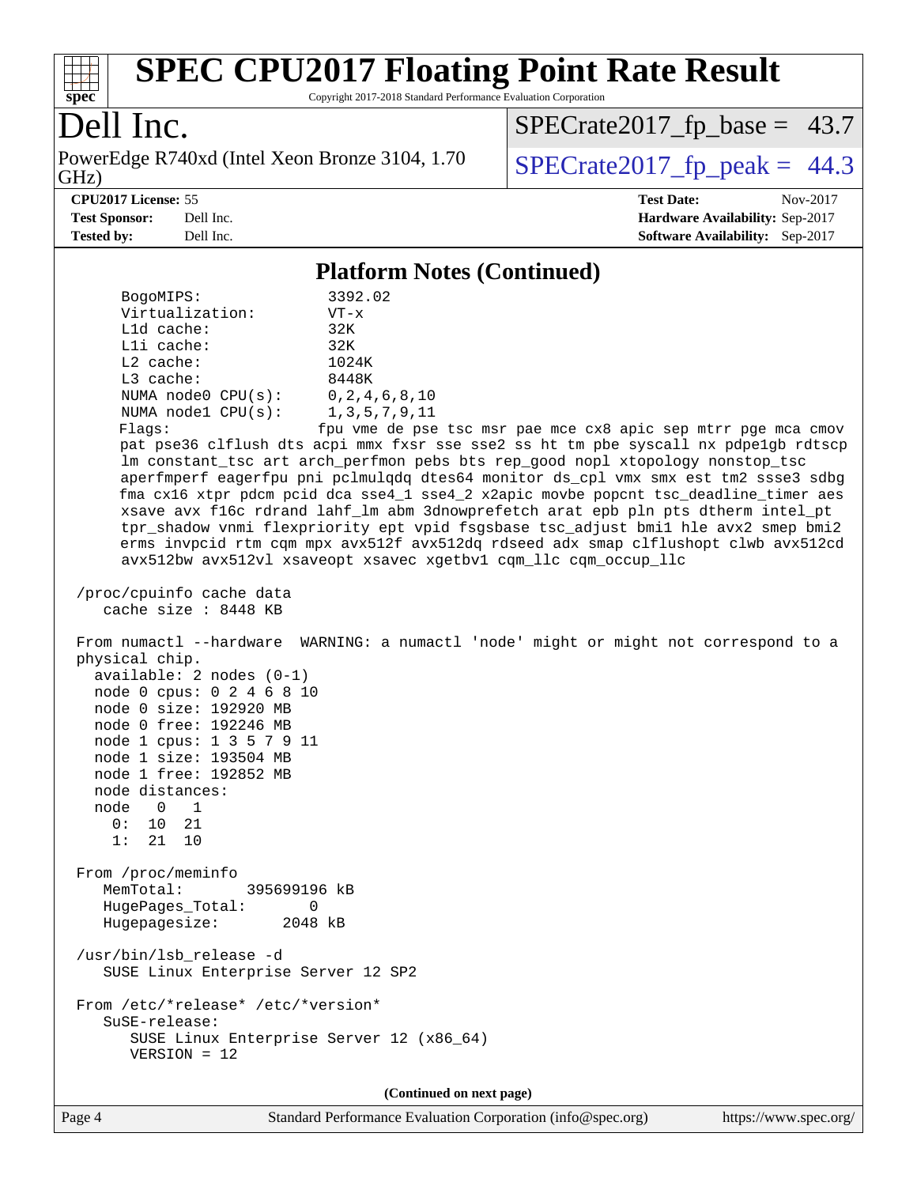## Platform Notes (Continued)

```
     BogoMIPS:              3392.02
     Virtualization:        VT-x
     L1d cache:             32K
     L1i cache:             32K
     L2 cache:              1024K
     L3 cache:              8448K
     NUMA node0 CPU(s):     0,2,4,6,8,10
     NUMA node1 CPU(s):     1,3,5,7,9,11
     Flags:                 fpu vme de pse tsc msr pae mce cx8 apic sep mtrr pge mca cmov
     pat pse36 clflush dts acpi mmx fxsr sse sse2 ss ht tm pbe syscall nx pdpe1gb rdtscp
     lm constant_tsc art arch_perfmon pebs bts rep_good nopl xtopology nonstop_tsc
     aperfmperf eagerfpu pni pclmulqdq dtes64 monitor ds_cpl vmx smx est tm2 ssse3 sdbg
     fma cx16 xtpr pdcm pcid dca sse4_1 sse4_2 x2apic movbe popcnt tsc_deadline_timer aes
     xsave avx f16c rdrand lahf_lm abm 3dnowprefetch arat epb pln pts dtherm intel_pt
     tpr_shadow vnmi flexpriority ept vpid fsgsbase tsc_adjust bmi1 hle avx2 smep bmi2
     erms invpcid rtm cqm mpx avx512f avx512dq rdseed adx smap clflushopt clwb avx512cd
     avx512bw avx512vl xsaveopt xsavec xgetbv1 cqm_llc cqm_occup_llc

 /proc/cpuinfo cache data
    cache size : 8448 KB

 From numactl --hardware  WARNING: a numactl 'node' might or might not correspond to a
 physical chip.
   available: 2 nodes (0-1)
   node 0 cpus: 0 2 4 6 8 10
   node 0 size: 192920 MB
   node 0 free: 192246 MB
   node 1 cpus: 1 3 5 7 9 11
   node 1 size: 193504 MB
   node 1 free: 192852 MB
   node distances:
   node   0   1
     0:  10  21
     1:  21  10

 From /proc/meminfo
    MemTotal:       395699196 kB
    HugePages_Total:       0
    Hugepagesize:       2048 kB

 /usr/bin/lsb_release -d
    SUSE Linux Enterprise Server 12 SP2

 From /etc/*release* /etc/*version*
    SuSE-release:
       SUSE Linux Enterprise Server 12 (x86_64)
       VERSION = 12
```

(Continued on next page)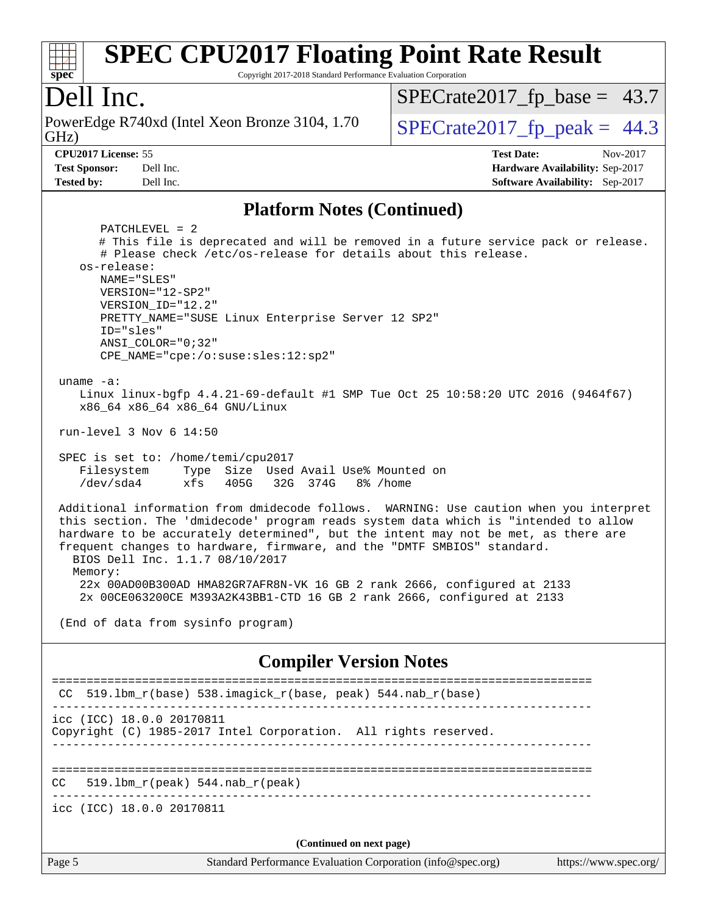# SPEC CPU2017 Floating Point Rate Result

Copyright 2017-2018 Standard Performance Evaluation Corporation

## Dell Inc.

PowerEdge R740xd (Intel Xeon Bronze 3104, 1.70 GHz)

SPECrate2017_fp_base = 43.7

SPECrate2017_fp_peak = 44.3

**CPU2017 License:** 55
**Test Sponsor:** Dell Inc.
**Tested by:** Dell Inc.

**Test Date:** Nov-2017
**Hardware Availability:** Sep-2017
**Software Availability:** Sep-2017

### Platform Notes (Continued)

```
      PATCHLEVEL = 2
      # This file is deprecated and will be removed in a future service pack or release.
      # Please check /etc/os-release for details about this release.
   os-release:
      NAME="SLES"
      VERSION="12-SP2"
      VERSION_ID="12.2"
      PRETTY_NAME="SUSE Linux Enterprise Server 12 SP2"
      ID="sles"
      ANSI_COLOR="0;32"
      CPE_NAME="cpe:/o:suse:sles:12:sp2"

 uname -a:
    Linux linux-bgfp 4.4.21-69-default #1 SMP Tue Oct 25 10:58:20 UTC 2016 (9464f67)
    x86_64 x86_64 x86_64 GNU/Linux

 run-level 3 Nov 6 14:50

 SPEC is set to: /home/temi/cpu2017
    Filesystem     Type  Size  Used Avail Use% Mounted on
    /dev/sda4      xfs   405G   32G  374G   8% /home

 Additional information from dmidecode follows.  WARNING: Use caution when you interpret
 this section. The 'dmidecode' program reads system data which is "intended to allow
 hardware to be accurately determined", but the intent may not be met, as there are
 frequent changes to hardware, firmware, and the "DMTF SMBIOS" standard.
   BIOS Dell Inc. 1.1.7 08/10/2017
   Memory:
    22x 00AD00B300AD HMA82GR7AFR8N-VK 16 GB 2 rank 2666, configured at 2133
    2x 00CE063200CE M393A2K43BB1-CTD 16 GB 2 rank 2666, configured at 2133

 (End of data from sysinfo program)
```

### Compiler Version Notes

```
==============================================================================
 CC  519.lbm_r(base) 538.imagick_r(base, peak) 544.nab_r(base)
------------------------------------------------------------------------------
icc (ICC) 18.0.0 20170811
Copyright (C) 1985-2017 Intel Corporation.  All rights reserved.
------------------------------------------------------------------------------

==============================================================================
CC   519.lbm_r(peak) 544.nab_r(peak)
------------------------------------------------------------------------------
icc (ICC) 18.0.0 20170811
```

**(Continued on next page)**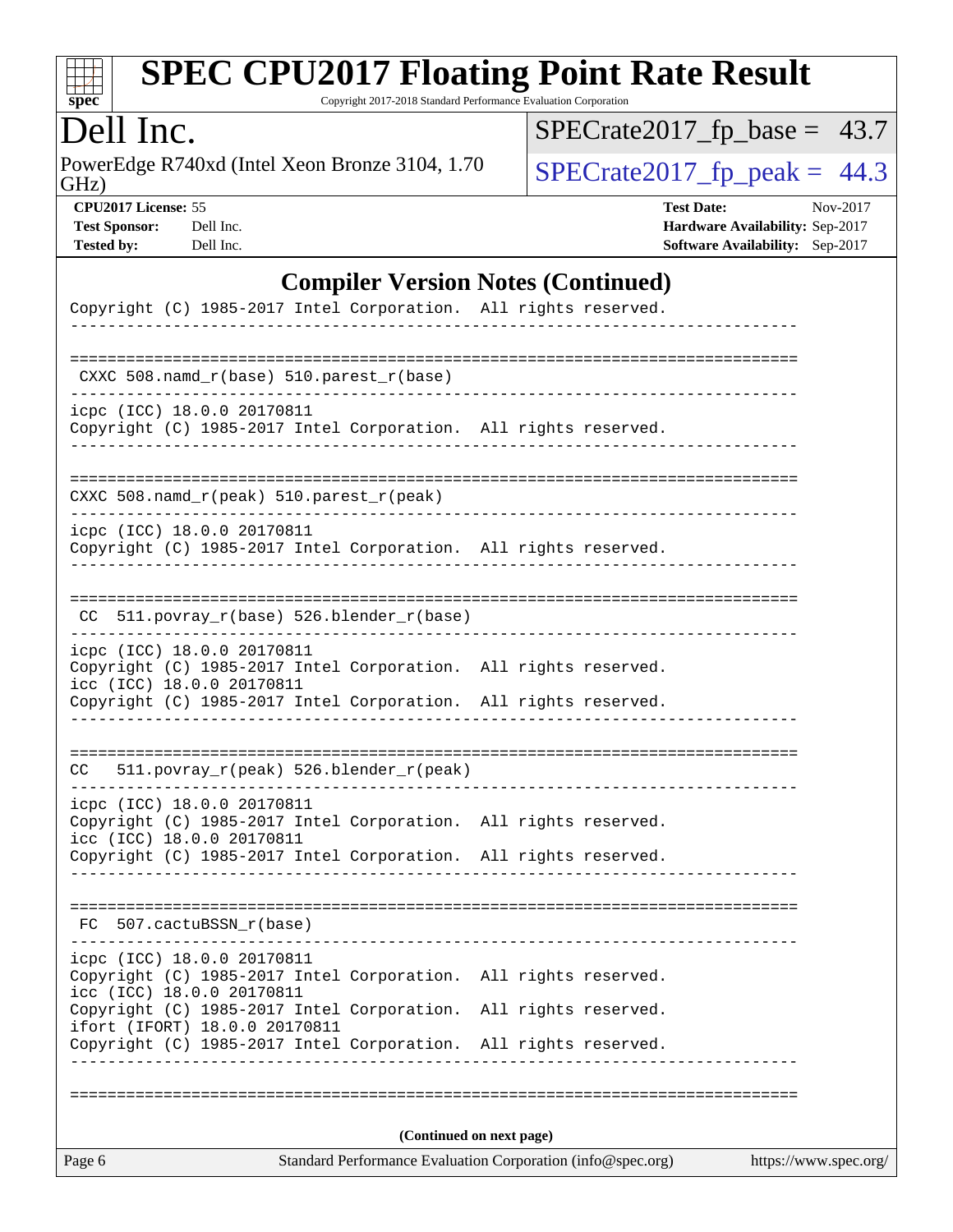## Compiler Version Notes (Continued)

```
Copyright (C) 1985-2017 Intel Corporation.  All rights reserved.
------------------------------------------------------------------------------

==============================================================================
 CXXC 508.namd_r(base) 510.parest_r(base)
------------------------------------------------------------------------------
icpc (ICC) 18.0.0 20170811
Copyright (C) 1985-2017 Intel Corporation.  All rights reserved.
------------------------------------------------------------------------------

==============================================================================
 CXXC 508.namd_r(peak) 510.parest_r(peak)
------------------------------------------------------------------------------
icpc (ICC) 18.0.0 20170811
Copyright (C) 1985-2017 Intel Corporation.  All rights reserved.
------------------------------------------------------------------------------

==============================================================================
 CC  511.povray_r(base) 526.blender_r(base)
------------------------------------------------------------------------------
icpc (ICC) 18.0.0 20170811
Copyright (C) 1985-2017 Intel Corporation.  All rights reserved.
icc (ICC) 18.0.0 20170811
Copyright (C) 1985-2017 Intel Corporation.  All rights reserved.
------------------------------------------------------------------------------

==============================================================================
 CC  511.povray_r(peak) 526.blender_r(peak)
------------------------------------------------------------------------------
icpc (ICC) 18.0.0 20170811
Copyright (C) 1985-2017 Intel Corporation.  All rights reserved.
icc (ICC) 18.0.0 20170811
Copyright (C) 1985-2017 Intel Corporation.  All rights reserved.
------------------------------------------------------------------------------

==============================================================================
 FC  507.cactuBSSN_r(base)
------------------------------------------------------------------------------
icpc (ICC) 18.0.0 20170811
Copyright (C) 1985-2017 Intel Corporation.  All rights reserved.
icc (ICC) 18.0.0 20170811
Copyright (C) 1985-2017 Intel Corporation.  All rights reserved.
ifort (IFORT) 18.0.0 20170811
Copyright (C) 1985-2017 Intel Corporation.  All rights reserved.
------------------------------------------------------------------------------

==============================================================================
```

(Continued on next page)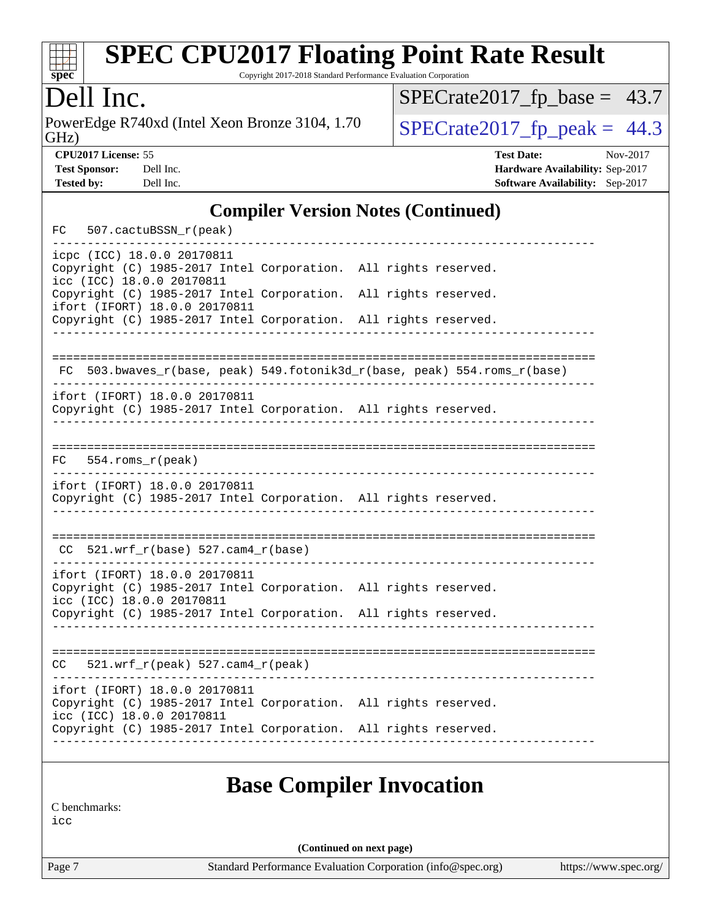## Compiler Version Notes (Continued)

```
FC   507.cactuBSSN_r(peak)
------------------------------------------------------------------------------
icpc (ICC) 18.0.0 20170811
Copyright (C) 1985-2017 Intel Corporation.  All rights reserved.
icc (ICC) 18.0.0 20170811
Copyright (C) 1985-2017 Intel Corporation.  All rights reserved.
ifort (IFORT) 18.0.0 20170811
Copyright (C) 1985-2017 Intel Corporation.  All rights reserved.
------------------------------------------------------------------------------

==============================================================================
 FC  503.bwaves_r(base, peak) 549.fotonik3d_r(base, peak) 554.roms_r(base)
------------------------------------------------------------------------------
ifort (IFORT) 18.0.0 20170811
Copyright (C) 1985-2017 Intel Corporation.  All rights reserved.
------------------------------------------------------------------------------

==============================================================================
FC   554.roms_r(peak)
------------------------------------------------------------------------------
ifort (IFORT) 18.0.0 20170811
Copyright (C) 1985-2017 Intel Corporation.  All rights reserved.
------------------------------------------------------------------------------

==============================================================================
 CC  521.wrf_r(base) 527.cam4_r(base)
------------------------------------------------------------------------------
ifort (IFORT) 18.0.0 20170811
Copyright (C) 1985-2017 Intel Corporation.  All rights reserved.
icc (ICC) 18.0.0 20170811
Copyright (C) 1985-2017 Intel Corporation.  All rights reserved.
------------------------------------------------------------------------------

==============================================================================
CC   521.wrf_r(peak) 527.cam4_r(peak)
------------------------------------------------------------------------------
ifort (IFORT) 18.0.0 20170811
Copyright (C) 1985-2017 Intel Corporation.  All rights reserved.
icc (ICC) 18.0.0 20170811
Copyright (C) 1985-2017 Intel Corporation.  All rights reserved.
------------------------------------------------------------------------------
```

## Base Compiler Invocation

C benchmarks:
icc

**(Continued on next page)**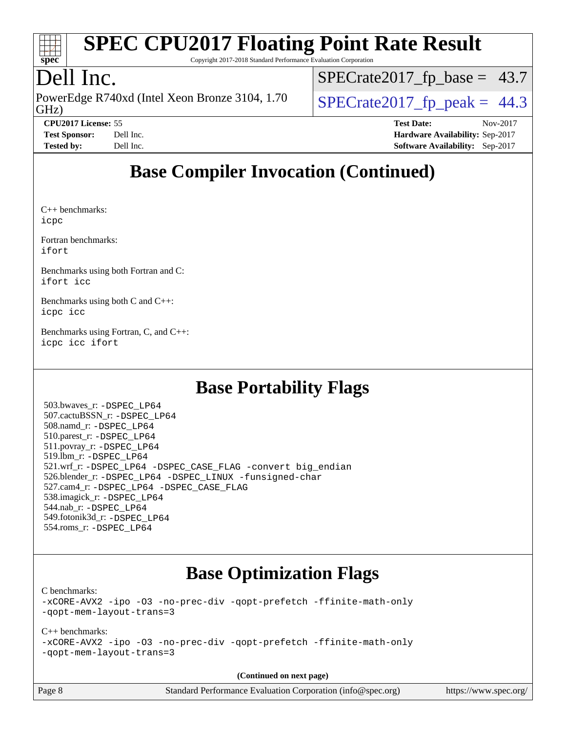## Base Compiler Invocation (Continued)

C++ benchmarks:
icpc

Fortran benchmarks:
ifort

Benchmarks using both Fortran and C:
ifort icc

Benchmarks using both C and C++:
icpc icc

Benchmarks using Fortran, C, and C++:
icpc icc ifort

## Base Portability Flags

503.bwaves_r: -DSPEC_LP64
507.cactuBSSN_r: -DSPEC_LP64
508.namd_r: -DSPEC_LP64
510.parest_r: -DSPEC_LP64
511.povray_r: -DSPEC_LP64
519.lbm_r: -DSPEC_LP64
521.wrf_r: -DSPEC_LP64 -DSPEC_CASE_FLAG -convert big_endian
526.blender_r: -DSPEC_LP64 -DSPEC_LINUX -funsigned-char
527.cam4_r: -DSPEC_LP64 -DSPEC_CASE_FLAG
538.imagick_r: -DSPEC_LP64
544.nab_r: -DSPEC_LP64
549.fotonik3d_r: -DSPEC_LP64
554.roms_r: -DSPEC_LP64

## Base Optimization Flags

C benchmarks:
-xCORE-AVX2 -ipo -O3 -no-prec-div -qopt-prefetch -ffinite-math-only
-qopt-mem-layout-trans=3

C++ benchmarks:
-xCORE-AVX2 -ipo -O3 -no-prec-div -qopt-prefetch -ffinite-math-only
-qopt-mem-layout-trans=3

**(Continued on next page)**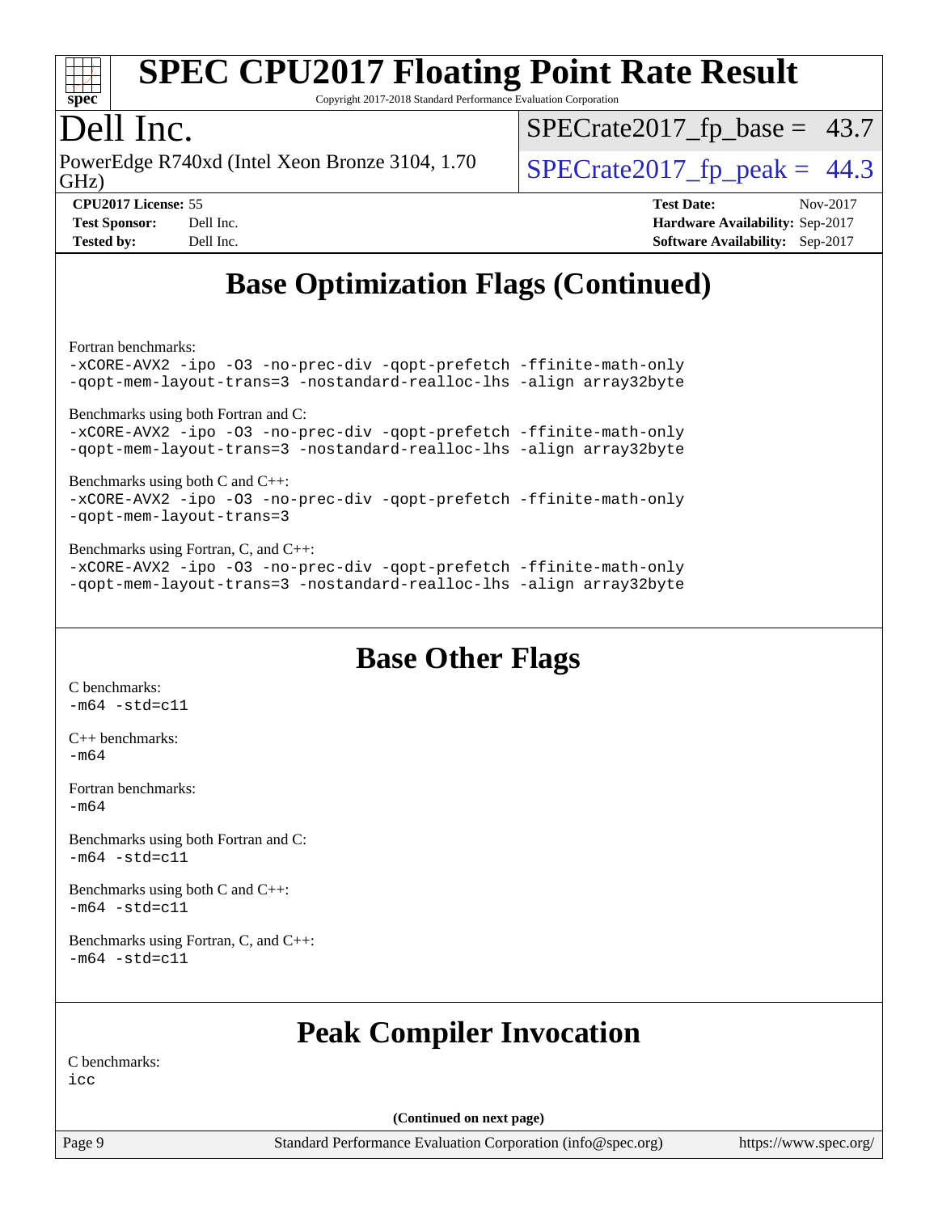## Base Optimization Flags (Continued)

Fortran benchmarks:
-xCORE-AVX2 -ipo -O3 -no-prec-div -qopt-prefetch -ffinite-math-only
-qopt-mem-layout-trans=3 -nostandard-realloc-lhs -align array32byte

Benchmarks using both Fortran and C:
-xCORE-AVX2 -ipo -O3 -no-prec-div -qopt-prefetch -ffinite-math-only
-qopt-mem-layout-trans=3 -nostandard-realloc-lhs -align array32byte

Benchmarks using both C and C++:
-xCORE-AVX2 -ipo -O3 -no-prec-div -qopt-prefetch -ffinite-math-only
-qopt-mem-layout-trans=3

Benchmarks using Fortran, C, and C++:
-xCORE-AVX2 -ipo -O3 -no-prec-div -qopt-prefetch -ffinite-math-only
-qopt-mem-layout-trans=3 -nostandard-realloc-lhs -align array32byte

## Base Other Flags

C benchmarks:
-m64 -std=c11

C++ benchmarks:
-m64

Fortran benchmarks:
-m64

Benchmarks using both Fortran and C:
-m64 -std=c11

Benchmarks using both C and C++:
-m64 -std=c11

Benchmarks using Fortran, C, and C++:
-m64 -std=c11

## Peak Compiler Invocation

C benchmarks:
icc

(Continued on next page)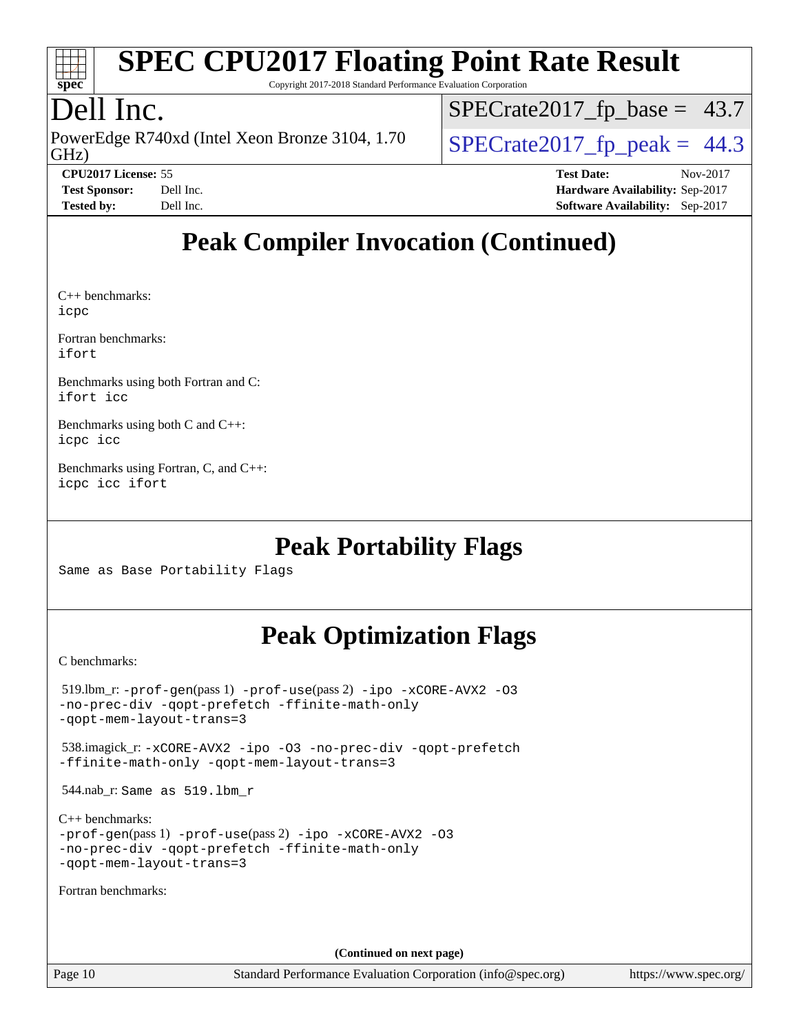# Peak Compiler Invocation (Continued)

C++ benchmarks:
icpc

Fortran benchmarks:
ifort

Benchmarks using both Fortran and C:
ifort icc

Benchmarks using both C and C++:
icpc icc

Benchmarks using Fortran, C, and C++:
icpc icc ifort

# Peak Portability Flags

Same as Base Portability Flags

# Peak Optimization Flags

C benchmarks:

519.lbm_r: -prof-gen(pass 1) -prof-use(pass 2) -ipo -xCORE-AVX2 -O3 -no-prec-div -qopt-prefetch -ffinite-math-only -qopt-mem-layout-trans=3

538.imagick_r: -xCORE-AVX2 -ipo -O3 -no-prec-div -qopt-prefetch -ffinite-math-only -qopt-mem-layout-trans=3

544.nab_r: Same as 519.lbm_r

C++ benchmarks:
-prof-gen(pass 1) -prof-use(pass 2) -ipo -xCORE-AVX2 -O3 -no-prec-div -qopt-prefetch -ffinite-math-only -qopt-mem-layout-trans=3

Fortran benchmarks:

**(Continued on next page)**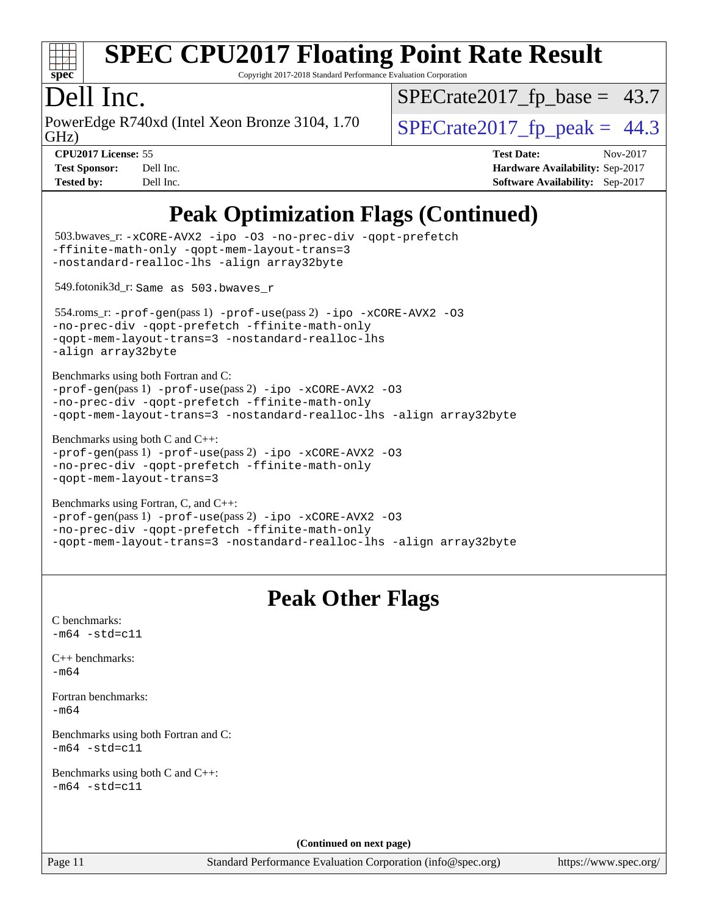# Peak Optimization Flags (Continued)

503.bwaves_r: -xCORE-AVX2 -ipo -O3 -no-prec-div -qopt-prefetch -ffinite-math-only -qopt-mem-layout-trans=3 -nostandard-realloc-lhs -align array32byte

549.fotonik3d_r: Same as 503.bwaves_r

554.roms_r: -prof-gen(pass 1) -prof-use(pass 2) -ipo -xCORE-AVX2 -O3 -no-prec-div -qopt-prefetch -ffinite-math-only -qopt-mem-layout-trans=3 -nostandard-realloc-lhs -align array32byte

Benchmarks using both Fortran and C:
-prof-gen(pass 1) -prof-use(pass 2) -ipo -xCORE-AVX2 -O3 -no-prec-div -qopt-prefetch -ffinite-math-only -qopt-mem-layout-trans=3 -nostandard-realloc-lhs -align array32byte

Benchmarks using both C and C++:
-prof-gen(pass 1) -prof-use(pass 2) -ipo -xCORE-AVX2 -O3 -no-prec-div -qopt-prefetch -ffinite-math-only -qopt-mem-layout-trans=3

Benchmarks using Fortran, C, and C++:
-prof-gen(pass 1) -prof-use(pass 2) -ipo -xCORE-AVX2 -O3 -no-prec-div -qopt-prefetch -ffinite-math-only -qopt-mem-layout-trans=3 -nostandard-realloc-lhs -align array32byte

# Peak Other Flags

C benchmarks:
-m64 -std=c11

C++ benchmarks:
-m64

Fortran benchmarks:
-m64

Benchmarks using both Fortran and C:
-m64 -std=c11

Benchmarks using both C and C++:
-m64 -std=c11

**(Continued on next page)**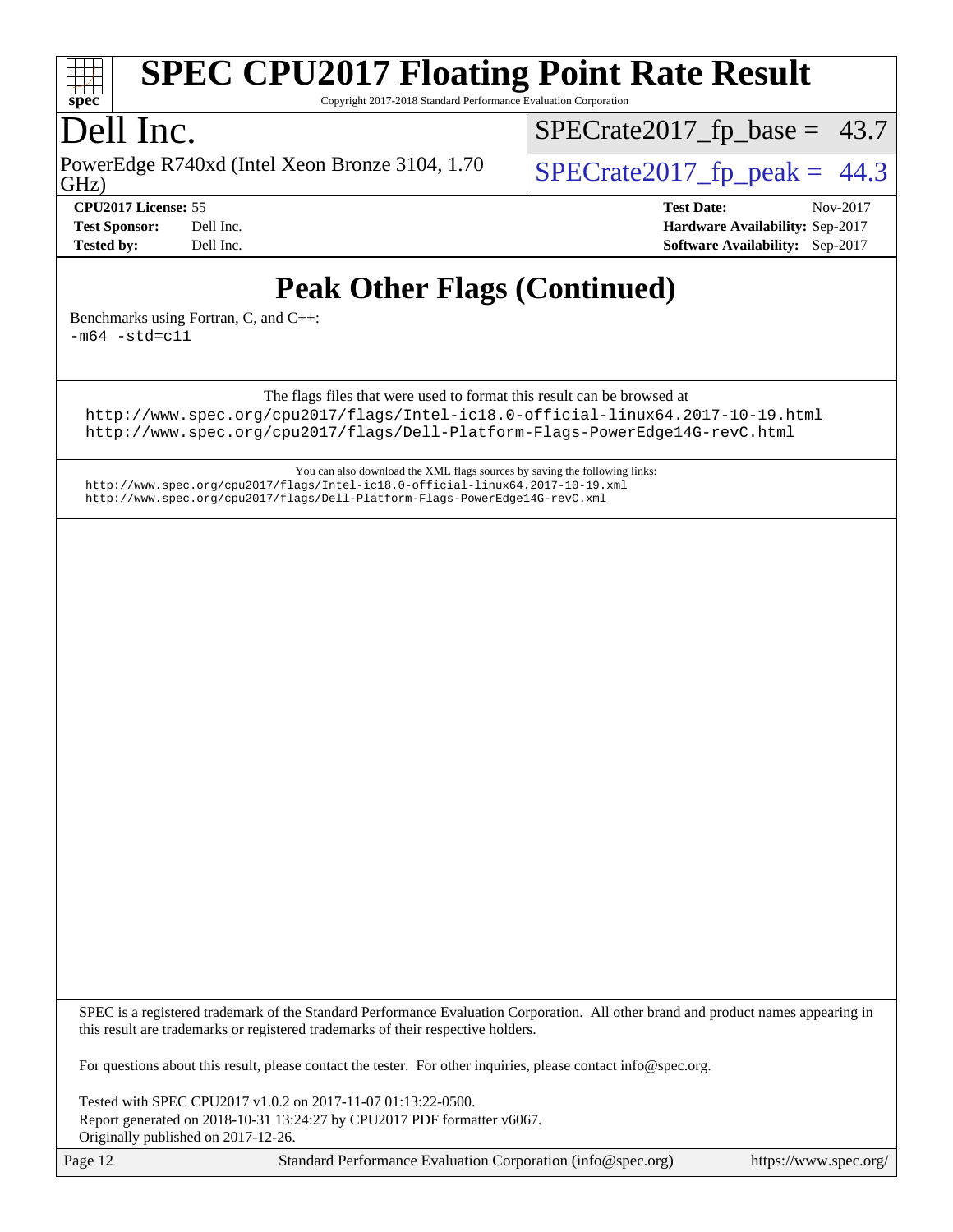# Peak Other Flags (Continued)

Benchmarks using Fortran, C, and C++:
-m64 -std=c11

The flags files that were used to format this result can be browsed at
http://www.spec.org/cpu2017/flags/Intel-ic18.0-official-linux64.2017-10-19.html
http://www.spec.org/cpu2017/flags/Dell-Platform-Flags-PowerEdge14G-revC.html

You can also download the XML flags sources by saving the following links:
http://www.spec.org/cpu2017/flags/Intel-ic18.0-official-linux64.2017-10-19.xml
http://www.spec.org/cpu2017/flags/Dell-Platform-Flags-PowerEdge14G-revC.xml

SPEC is a registered trademark of the Standard Performance Evaluation Corporation. All other brand and product names appearing in this result are trademarks or registered trademarks of their respective holders.

For questions about this result, please contact the tester. For other inquiries, please contact info@spec.org.

Tested with SPEC CPU2017 v1.0.2 on 2017-11-07 01:13:22-0500.
Report generated on 2018-10-31 13:24:27 by CPU2017 PDF formatter v6067.
Originally published on 2017-12-26.